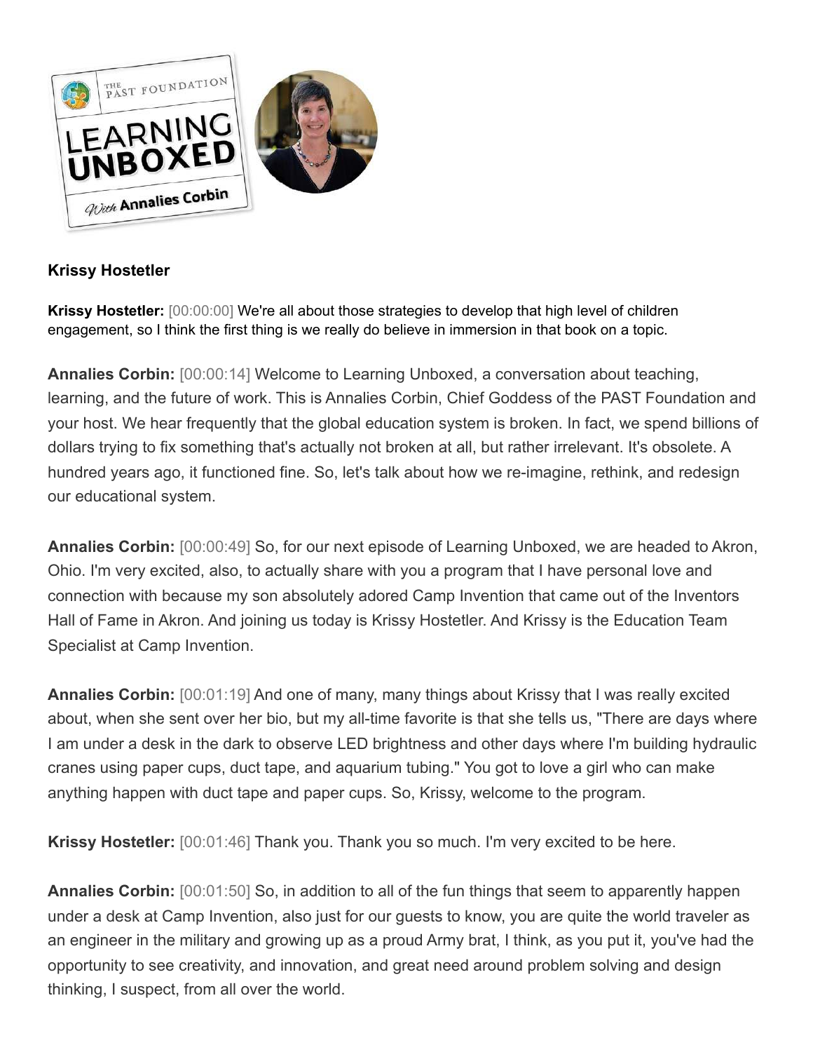**Krissy Hostetler**

**Krissy Hostetler:** [00:00:00] We're all about those strategies to develop that high level of children engagement, so I think the first thing is we really do believe in immersion in that book on a topic.

**Annalies Corbin:** [00:00:14] Welcome to Learning Unboxed, a conversation about teaching, learning, and the future of work. This is Annalies Corbin, Chief Goddess of the PAST Foundation and your host. We hear frequently that the global education system is broken. In fact, we spend billions of dollars trying to fix something that's actually not broken at all, but rather irrelevant. It's obsolete. A hundred years ago, it functioned fine. So, let's talk about how we re-imagine, rethink, and redesign our educational system.

**Annalies Corbin:** [00:00:49] So, for our next episode of Learning Unboxed, we are headed to Akron, Ohio. I'm very excited, also, to actually share with you a program that I have personal love and connection with because my son absolutely adored Camp Invention that came out of the Inventors Hall of Fame in Akron. And joining us today is Krissy Hostetler. And Krissy is the Education Team Specialist at Camp Invention.

**Annalies Corbin:** [00:01:19] And one of many, many things about Krissy that I was really excited about, when she sent over her bio, but my all-time favorite is that she tells us, "There are days where I am under a desk in the dark to observe LED brightness and other days where I'm building hydraulic cranes using paper cups, duct tape, and aquarium tubing." You got to love a girl who can make anything happen with duct tape and paper cups. So, Krissy, welcome to the program.

**Krissy Hostetler:** [00:01:46] Thank you. Thank you so much. I'm very excited to be here.

**Annalies Corbin:** [00:01:50] So, in addition to all of the fun things that seem to apparently happen under a desk at Camp Invention, also just for our guests to know, you are quite the world traveler as an engineer in the military and growing up as a proud Army brat, I think, as you put it, you've had the opportunity to see creativity, and innovation, and great need around problem solving and design thinking, I suspect, from all over the world.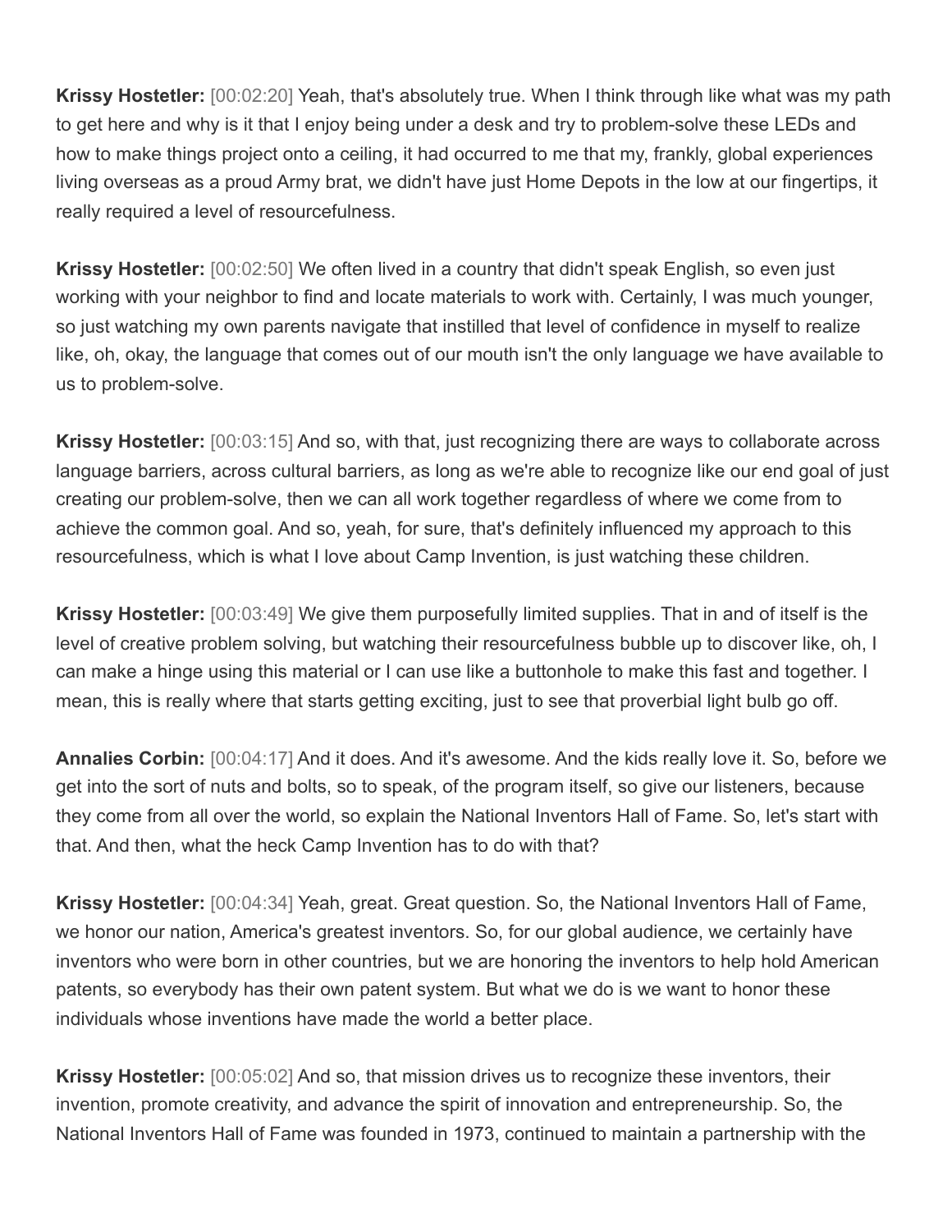**Krissy Hostetler:** [00:02:20] Yeah, that's absolutely true. When I think through like what was my path to get here and why is it that I enjoy being under a desk and try to problem-solve these LEDs and how to make things project onto a ceiling, it had occurred to me that my, frankly, global experiences living overseas as a proud Army brat, we didn't have just Home Depots in the low at our fingertips, it really required a level of resourcefulness.

**Krissy Hostetler:** [00:02:50] We often lived in a country that didn't speak English, so even just working with your neighbor to find and locate materials to work with. Certainly, I was much younger, so just watching my own parents navigate that instilled that level of confidence in myself to realize like, oh, okay, the language that comes out of our mouth isn't the only language we have available to us to problem-solve.

**Krissy Hostetler:** [00:03:15] And so, with that, just recognizing there are ways to collaborate across language barriers, across cultural barriers, as long as we're able to recognize like our end goal of just creating our problem-solve, then we can all work together regardless of where we come from to achieve the common goal. And so, yeah, for sure, that's definitely influenced my approach to this resourcefulness, which is what I love about Camp Invention, is just watching these children.

**Krissy Hostetler:** [00:03:49] We give them purposefully limited supplies. That in and of itself is the level of creative problem solving, but watching their resourcefulness bubble up to discover like, oh, I can make a hinge using this material or I can use like a buttonhole to make this fast and together. I mean, this is really where that starts getting exciting, just to see that proverbial light bulb go off.

**Annalies Corbin:** [00:04:17] And it does. And it's awesome. And the kids really love it. So, before we get into the sort of nuts and bolts, so to speak, of the program itself, so give our listeners, because they come from all over the world, so explain the National Inventors Hall of Fame. So, let's start with that. And then, what the heck Camp Invention has to do with that?

**Krissy Hostetler:** [00:04:34] Yeah, great. Great question. So, the National Inventors Hall of Fame, we honor our nation, America's greatest inventors. So, for our global audience, we certainly have inventors who were born in other countries, but we are honoring the inventors to help hold American patents, so everybody has their own patent system. But what we do is we want to honor these individuals whose inventions have made the world a better place.

**Krissy Hostetler:** [00:05:02] And so, that mission drives us to recognize these inventors, their invention, promote creativity, and advance the spirit of innovation and entrepreneurship. So, the National Inventors Hall of Fame was founded in 1973, continued to maintain a partnership with the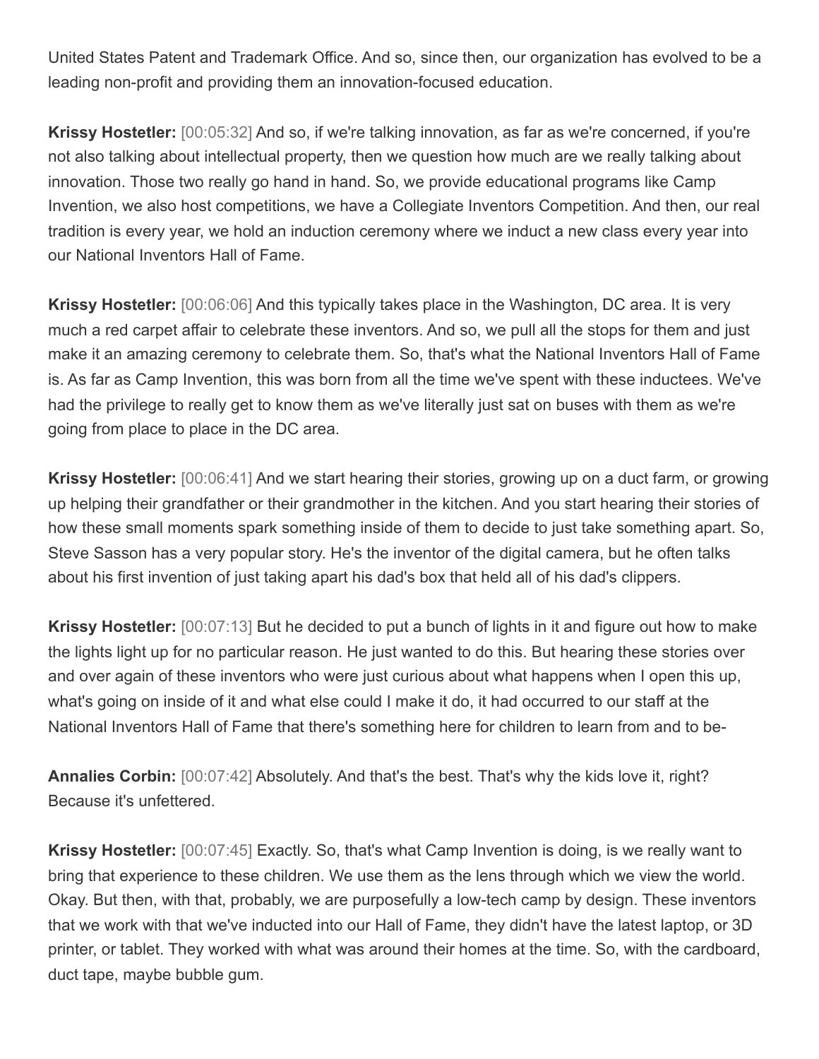United States Patent and Trademark Office. And so, since then, our organization has evolved to be a leading non-profit and providing them an innovation-focused education.

**Krissy Hostetler:** [00:05:32] And so, if we're talking innovation, as far as we're concerned, if you're not also talking about intellectual property, then we question how much are we really talking about innovation. Those two really go hand in hand. So, we provide educational programs like Camp Invention, we also host competitions, we have a Collegiate Inventors Competition. And then, our real tradition is every year, we hold an induction ceremony where we induct a new class every year into our National Inventors Hall of Fame.

**Krissy Hostetler:** [00:06:06] And this typically takes place in the Washington, DC area. It is very much a red carpet affair to celebrate these inventors. And so, we pull all the stops for them and just make it an amazing ceremony to celebrate them. So, that's what the National Inventors Hall of Fame is. As far as Camp Invention, this was born from all the time we've spent with these inductees. We've had the privilege to really get to know them as we've literally just sat on buses with them as we're going from place to place in the DC area.

**Krissy Hostetler:** [00:06:41] And we start hearing their stories, growing up on a duct farm, or growing up helping their grandfather or their grandmother in the kitchen. And you start hearing their stories of how these small moments spark something inside of them to decide to just take something apart. So, Steve Sasson has a very popular story. He's the inventor of the digital camera, but he often talks about his first invention of just taking apart his dad's box that held all of his dad's clippers.

**Krissy Hostetler:** [00:07:13] But he decided to put a bunch of lights in it and figure out how to make the lights light up for no particular reason. He just wanted to do this. But hearing these stories over and over again of these inventors who were just curious about what happens when I open this up, what's going on inside of it and what else could I make it do, it had occurred to our staff at the National Inventors Hall of Fame that there's something here for children to learn from and to be-

**Annalies Corbin:** [00:07:42] Absolutely. And that's the best. That's why the kids love it, right? Because it's unfettered.

**Krissy Hostetler:** [00:07:45] Exactly. So, that's what Camp Invention is doing, is we really want to bring that experience to these children. We use them as the lens through which we view the world. Okay. But then, with that, probably, we are purposefully a low-tech camp by design. These inventors that we work with that we've inducted into our Hall of Fame, they didn't have the latest laptop, or 3D printer, or tablet. They worked with what was around their homes at the time. So, with the cardboard, duct tape, maybe bubble gum.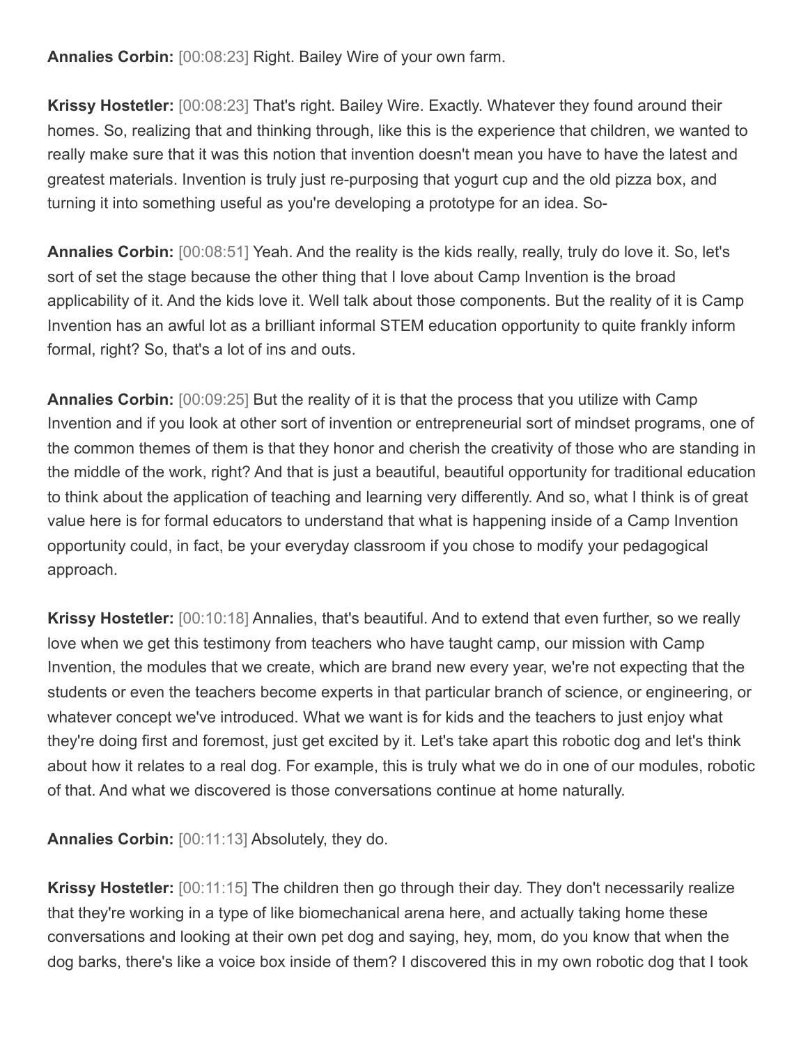**Annalies Corbin:** [00:08:23] Right. Bailey Wire of your own farm.

**Krissy Hostetler:** [00:08:23] That's right. Bailey Wire. Exactly. Whatever they found around their homes. So, realizing that and thinking through, like this is the experience that children, we wanted to really make sure that it was this notion that invention doesn't mean you have to have the latest and greatest materials. Invention is truly just re-purposing that yogurt cup and the old pizza box, and turning it into something useful as you're developing a prototype for an idea. So-

**Annalies Corbin:** [00:08:51] Yeah. And the reality is the kids really, really, truly do love it. So, let's sort of set the stage because the other thing that I love about Camp Invention is the broad applicability of it. And the kids love it. Well talk about those components. But the reality of it is Camp Invention has an awful lot as a brilliant informal STEM education opportunity to quite frankly inform formal, right? So, that's a lot of ins and outs.

**Annalies Corbin:** [00:09:25] But the reality of it is that the process that you utilize with Camp Invention and if you look at other sort of invention or entrepreneurial sort of mindset programs, one of the common themes of them is that they honor and cherish the creativity of those who are standing in the middle of the work, right? And that is just a beautiful, beautiful opportunity for traditional education to think about the application of teaching and learning very differently. And so, what I think is of great value here is for formal educators to understand that what is happening inside of a Camp Invention opportunity could, in fact, be your everyday classroom if you chose to modify your pedagogical approach.

**Krissy Hostetler:** [00:10:18] Annalies, that's beautiful. And to extend that even further, so we really love when we get this testimony from teachers who have taught camp, our mission with Camp Invention, the modules that we create, which are brand new every year, we're not expecting that the students or even the teachers become experts in that particular branch of science, or engineering, or whatever concept we've introduced. What we want is for kids and the teachers to just enjoy what they're doing first and foremost, just get excited by it. Let's take apart this robotic dog and let's think about how it relates to a real dog. For example, this is truly what we do in one of our modules, robotic of that. And what we discovered is those conversations continue at home naturally.

**Annalies Corbin:** [00:11:13] Absolutely, they do.

**Krissy Hostetler:** [00:11:15] The children then go through their day. They don't necessarily realize that they're working in a type of like biomechanical arena here, and actually taking home these conversations and looking at their own pet dog and saying, hey, mom, do you know that when the dog barks, there's like a voice box inside of them? I discovered this in my own robotic dog that I took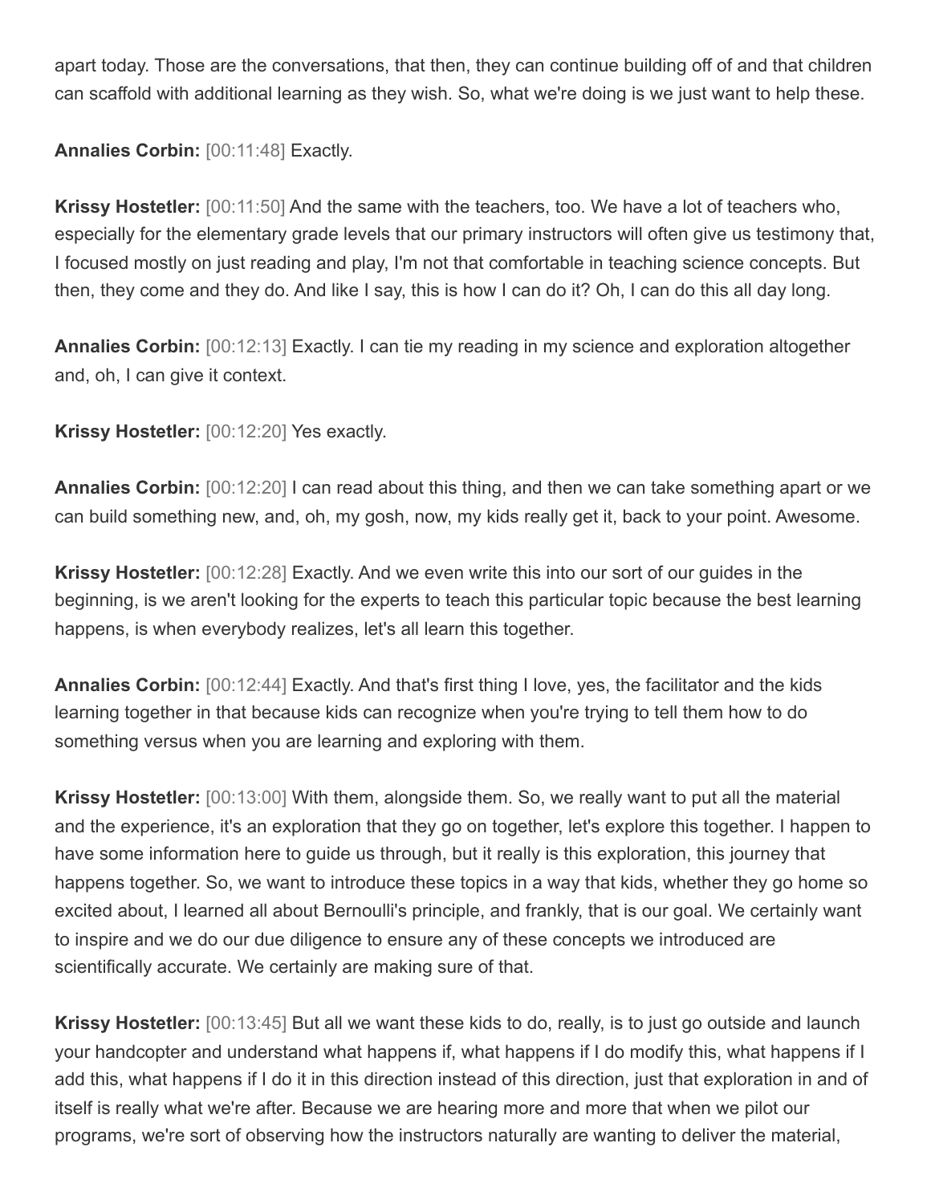apart today. Those are the conversations, that then, they can continue building off of and that children can scaffold with additional learning as they wish. So, what we're doing is we just want to help these.

**Annalies Corbin:** [00:11:48] Exactly.

**Krissy Hostetler:** [00:11:50] And the same with the teachers, too. We have a lot of teachers who, especially for the elementary grade levels that our primary instructors will often give us testimony that, I focused mostly on just reading and play, I'm not that comfortable in teaching science concepts. But then, they come and they do. And like I say, this is how I can do it? Oh, I can do this all day long.

**Annalies Corbin:** [00:12:13] Exactly. I can tie my reading in my science and exploration altogether and, oh, I can give it context.

**Krissy Hostetler:** [00:12:20] Yes exactly.

**Annalies Corbin:** [00:12:20] I can read about this thing, and then we can take something apart or we can build something new, and, oh, my gosh, now, my kids really get it, back to your point. Awesome.

**Krissy Hostetler:** [00:12:28] Exactly. And we even write this into our sort of our guides in the beginning, is we aren't looking for the experts to teach this particular topic because the best learning happens, is when everybody realizes, let's all learn this together.

**Annalies Corbin:** [00:12:44] Exactly. And that's first thing I love, yes, the facilitator and the kids learning together in that because kids can recognize when you're trying to tell them how to do something versus when you are learning and exploring with them.

**Krissy Hostetler:** [00:13:00] With them, alongside them. So, we really want to put all the material and the experience, it's an exploration that they go on together, let's explore this together. I happen to have some information here to guide us through, but it really is this exploration, this journey that happens together. So, we want to introduce these topics in a way that kids, whether they go home so excited about, I learned all about Bernoulli's principle, and frankly, that is our goal. We certainly want to inspire and we do our due diligence to ensure any of these concepts we introduced are scientifically accurate. We certainly are making sure of that.

**Krissy Hostetler:** [00:13:45] But all we want these kids to do, really, is to just go outside and launch your handcopter and understand what happens if, what happens if I do modify this, what happens if I add this, what happens if I do it in this direction instead of this direction, just that exploration in and of itself is really what we're after. Because we are hearing more and more that when we pilot our programs, we're sort of observing how the instructors naturally are wanting to deliver the material,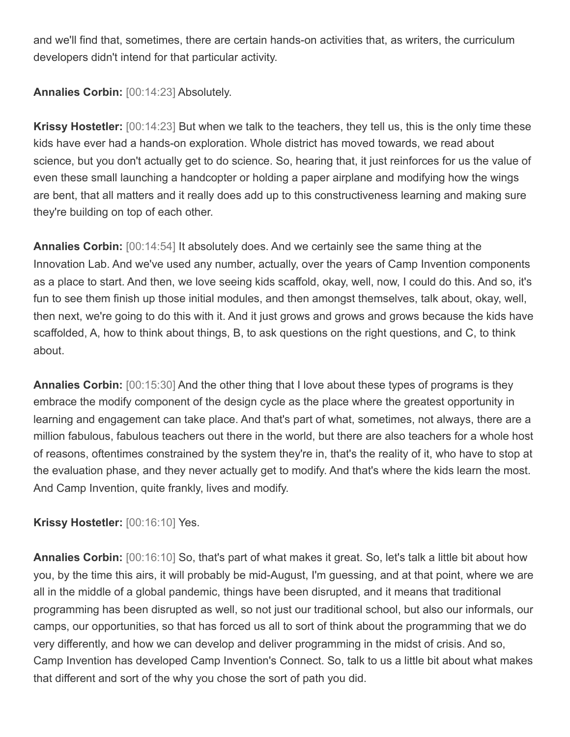and we'll find that, sometimes, there are certain hands-on activities that, as writers, the curriculum developers didn't intend for that particular activity.

**Annalies Corbin:** [00:14:23] Absolutely.

**Krissy Hostetler:** [00:14:23] But when we talk to the teachers, they tell us, this is the only time these kids have ever had a hands-on exploration. Whole district has moved towards, we read about science, but you don't actually get to do science. So, hearing that, it just reinforces for us the value of even these small launching a handcopter or holding a paper airplane and modifying how the wings are bent, that all matters and it really does add up to this constructiveness learning and making sure they're building on top of each other.

**Annalies Corbin:** [00:14:54] It absolutely does. And we certainly see the same thing at the Innovation Lab. And we've used any number, actually, over the years of Camp Invention components as a place to start. And then, we love seeing kids scaffold, okay, well, now, I could do this. And so, it's fun to see them finish up those initial modules, and then amongst themselves, talk about, okay, well, then next, we're going to do this with it. And it just grows and grows and grows because the kids have scaffolded, A, how to think about things, B, to ask questions on the right questions, and C, to think about.

**Annalies Corbin:** [00:15:30] And the other thing that I love about these types of programs is they embrace the modify component of the design cycle as the place where the greatest opportunity in learning and engagement can take place. And that's part of what, sometimes, not always, there are a million fabulous, fabulous teachers out there in the world, but there are also teachers for a whole host of reasons, oftentimes constrained by the system they're in, that's the reality of it, who have to stop at the evaluation phase, and they never actually get to modify. And that's where the kids learn the most. And Camp Invention, quite frankly, lives and modify.

**Krissy Hostetler:** [00:16:10] Yes.

**Annalies Corbin:** [00:16:10] So, that's part of what makes it great. So, let's talk a little bit about how you, by the time this airs, it will probably be mid-August, I'm guessing, and at that point, where we are all in the middle of a global pandemic, things have been disrupted, and it means that traditional programming has been disrupted as well, so not just our traditional school, but also our informals, our camps, our opportunities, so that has forced us all to sort of think about the programming that we do very differently, and how we can develop and deliver programming in the midst of crisis. And so, Camp Invention has developed Camp Invention's Connect. So, talk to us a little bit about what makes that different and sort of the why you chose the sort of path you did.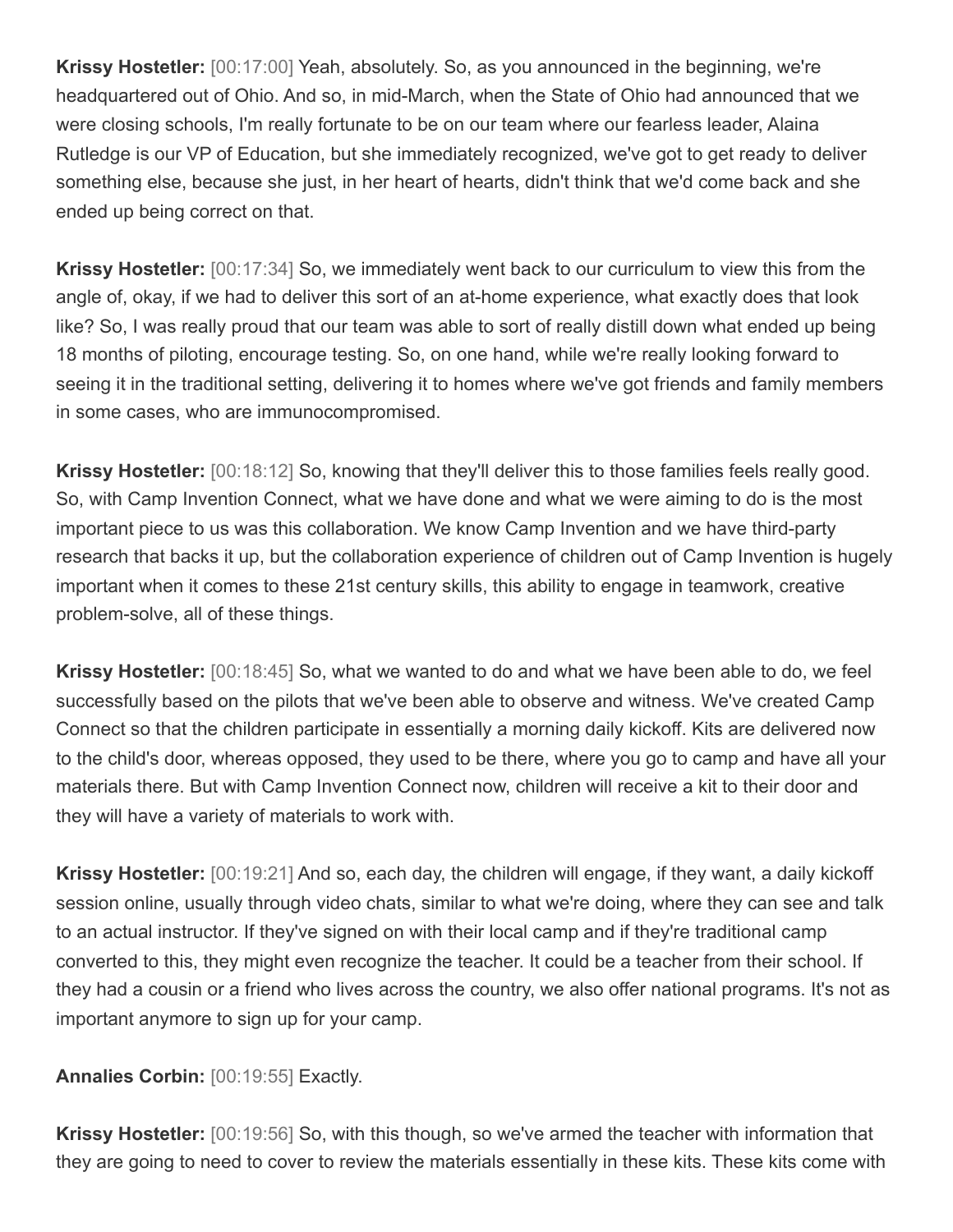**Krissy Hostetler:** [00:17:00] Yeah, absolutely. So, as you announced in the beginning, we're headquartered out of Ohio. And so, in mid-March, when the State of Ohio had announced that we were closing schools, I'm really fortunate to be on our team where our fearless leader, Alaina Rutledge is our VP of Education, but she immediately recognized, we've got to get ready to deliver something else, because she just, in her heart of hearts, didn't think that we'd come back and she ended up being correct on that.

**Krissy Hostetler:** [00:17:34] So, we immediately went back to our curriculum to view this from the angle of, okay, if we had to deliver this sort of an at-home experience, what exactly does that look like? So, I was really proud that our team was able to sort of really distill down what ended up being 18 months of piloting, encourage testing. So, on one hand, while we're really looking forward to seeing it in the traditional setting, delivering it to homes where we've got friends and family members in some cases, who are immunocompromised.

**Krissy Hostetler:** [00:18:12] So, knowing that they'll deliver this to those families feels really good. So, with Camp Invention Connect, what we have done and what we were aiming to do is the most important piece to us was this collaboration. We know Camp Invention and we have third-party research that backs it up, but the collaboration experience of children out of Camp Invention is hugely important when it comes to these 21st century skills, this ability to engage in teamwork, creative problem-solve, all of these things.

**Krissy Hostetler:** [00:18:45] So, what we wanted to do and what we have been able to do, we feel successfully based on the pilots that we've been able to observe and witness. We've created Camp Connect so that the children participate in essentially a morning daily kickoff. Kits are delivered now to the child's door, whereas opposed, they used to be there, where you go to camp and have all your materials there. But with Camp Invention Connect now, children will receive a kit to their door and they will have a variety of materials to work with.

**Krissy Hostetler:** [00:19:21] And so, each day, the children will engage, if they want, a daily kickoff session online, usually through video chats, similar to what we're doing, where they can see and talk to an actual instructor. If they've signed on with their local camp and if they're traditional camp converted to this, they might even recognize the teacher. It could be a teacher from their school. If they had a cousin or a friend who lives across the country, we also offer national programs. It's not as important anymore to sign up for your camp.

**Annalies Corbin:** [00:19:55] Exactly.

**Krissy Hostetler:** [00:19:56] So, with this though, so we've armed the teacher with information that they are going to need to cover to review the materials essentially in these kits. These kits come with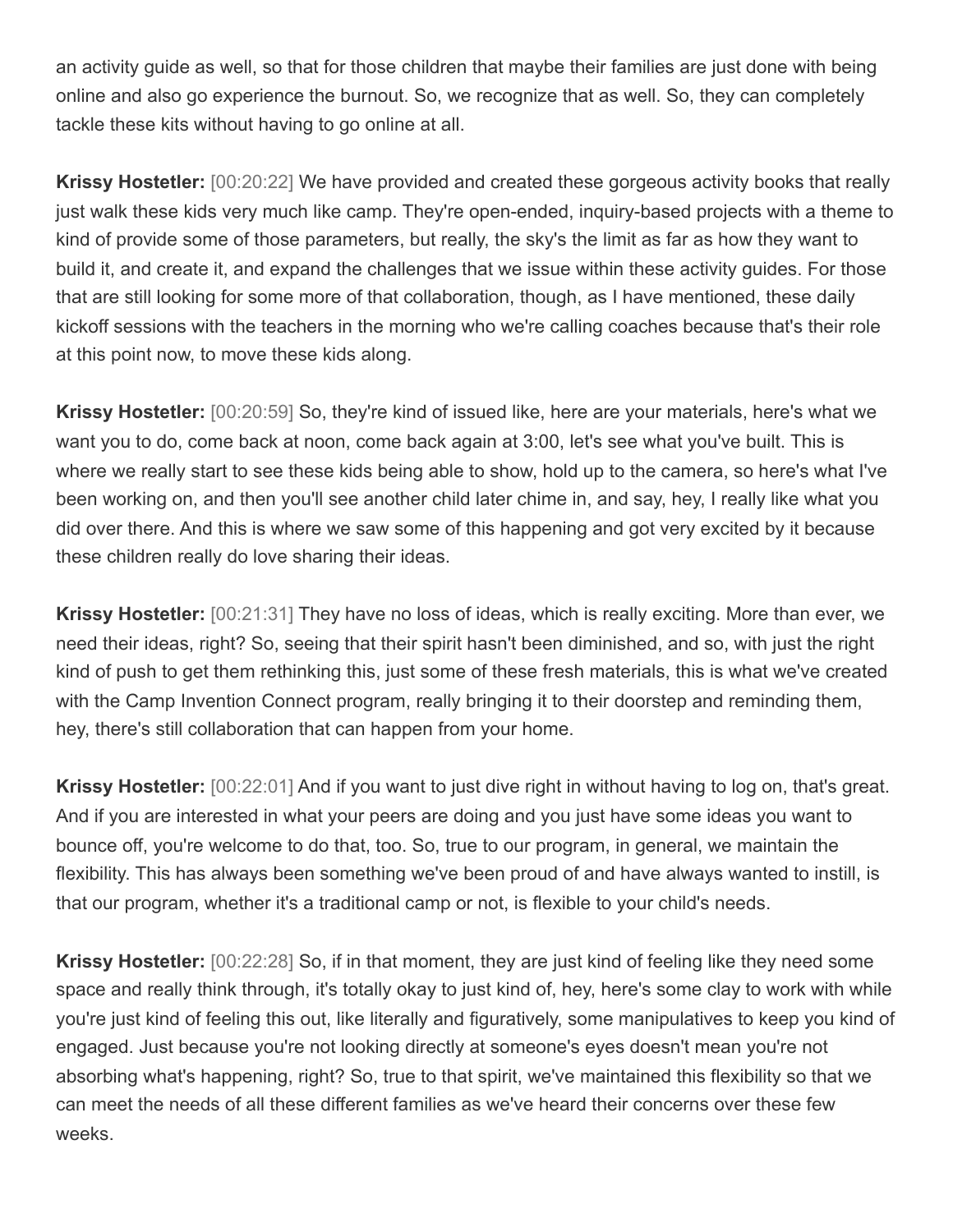an activity guide as well, so that for those children that maybe their families are just done with being online and also go experience the burnout. So, we recognize that as well. So, they can completely tackle these kits without having to go online at all.

**Krissy Hostetler:** [00:20:22] We have provided and created these gorgeous activity books that really just walk these kids very much like camp. They're open-ended, inquiry-based projects with a theme to kind of provide some of those parameters, but really, the sky's the limit as far as how they want to build it, and create it, and expand the challenges that we issue within these activity guides. For those that are still looking for some more of that collaboration, though, as I have mentioned, these daily kickoff sessions with the teachers in the morning who we're calling coaches because that's their role at this point now, to move these kids along.

**Krissy Hostetler:** [00:20:59] So, they're kind of issued like, here are your materials, here's what we want you to do, come back at noon, come back again at 3:00, let's see what you've built. This is where we really start to see these kids being able to show, hold up to the camera, so here's what I've been working on, and then you'll see another child later chime in, and say, hey, I really like what you did over there. And this is where we saw some of this happening and got very excited by it because these children really do love sharing their ideas.

**Krissy Hostetler:** [00:21:31] They have no loss of ideas, which is really exciting. More than ever, we need their ideas, right? So, seeing that their spirit hasn't been diminished, and so, with just the right kind of push to get them rethinking this, just some of these fresh materials, this is what we've created with the Camp Invention Connect program, really bringing it to their doorstep and reminding them, hey, there's still collaboration that can happen from your home.

**Krissy Hostetler:** [00:22:01] And if you want to just dive right in without having to log on, that's great. And if you are interested in what your peers are doing and you just have some ideas you want to bounce off, you're welcome to do that, too. So, true to our program, in general, we maintain the flexibility. This has always been something we've been proud of and have always wanted to instill, is that our program, whether it's a traditional camp or not, is flexible to your child's needs.

**Krissy Hostetler:** [00:22:28] So, if in that moment, they are just kind of feeling like they need some space and really think through, it's totally okay to just kind of, hey, here's some clay to work with while you're just kind of feeling this out, like literally and figuratively, some manipulatives to keep you kind of engaged. Just because you're not looking directly at someone's eyes doesn't mean you're not absorbing what's happening, right? So, true to that spirit, we've maintained this flexibility so that we can meet the needs of all these different families as we've heard their concerns over these few weeks.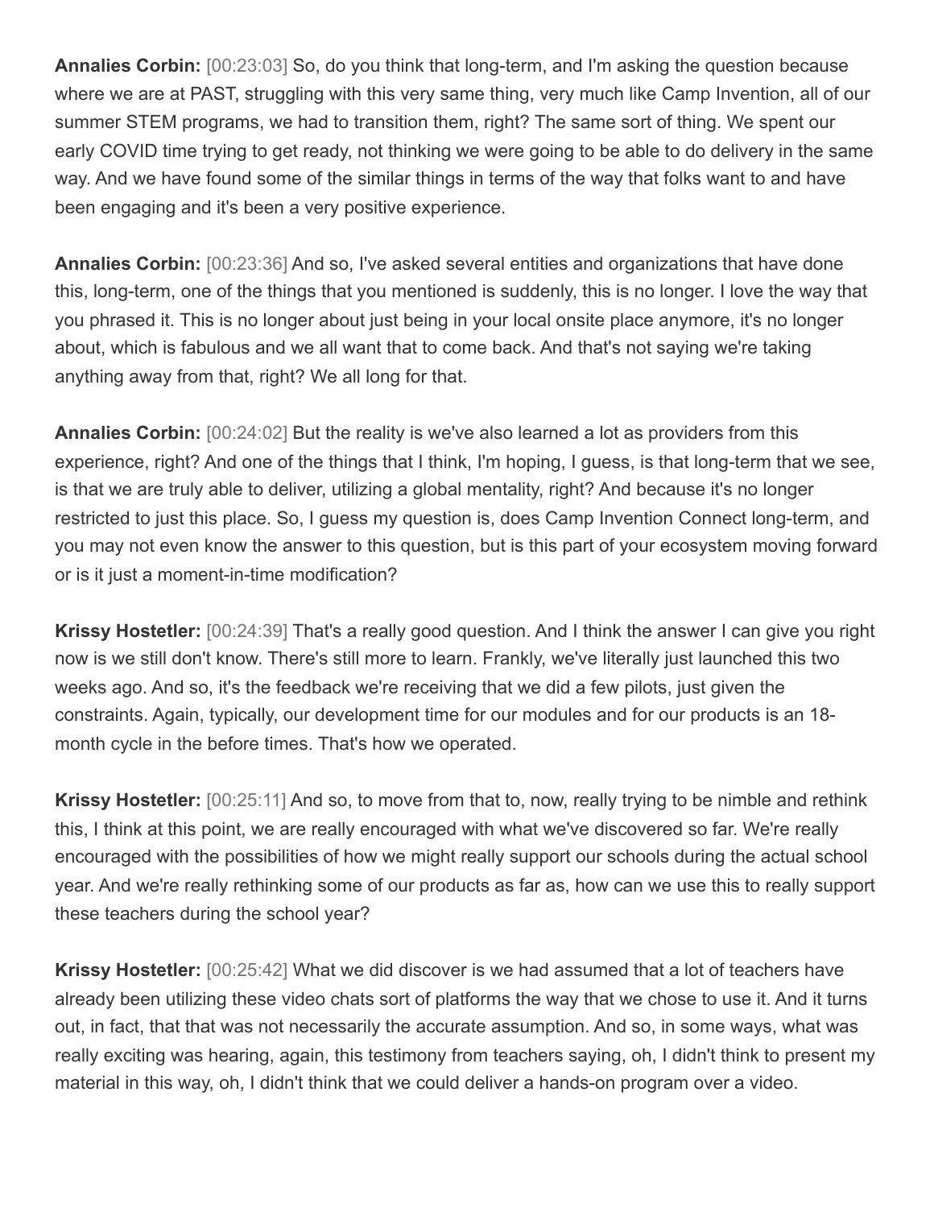**Annalies Corbin:** [00:23:03] So, do you think that long-term, and I'm asking the question because where we are at PAST, struggling with this very same thing, very much like Camp Invention, all of our summer STEM programs, we had to transition them, right? The same sort of thing. We spent our early COVID time trying to get ready, not thinking we were going to be able to do delivery in the same way. And we have found some of the similar things in terms of the way that folks want to and have been engaging and it's been a very positive experience.

**Annalies Corbin:** [00:23:36] And so, I've asked several entities and organizations that have done this, long-term, one of the things that you mentioned is suddenly, this is no longer. I love the way that you phrased it. This is no longer about just being in your local onsite place anymore, it's no longer about, which is fabulous and we all want that to come back. And that's not saying we're taking anything away from that, right? We all long for that.

**Annalies Corbin:** [00:24:02] But the reality is we've also learned a lot as providers from this experience, right? And one of the things that I think, I'm hoping, I guess, is that long-term that we see, is that we are truly able to deliver, utilizing a global mentality, right? And because it's no longer restricted to just this place. So, I guess my question is, does Camp Invention Connect long-term, and you may not even know the answer to this question, but is this part of your ecosystem moving forward or is it just a moment-in-time modification?

**Krissy Hostetler:** [00:24:39] That's a really good question. And I think the answer I can give you right now is we still don't know. There's still more to learn. Frankly, we've literally just launched this two weeks ago. And so, it's the feedback we're receiving that we did a few pilots, just given the constraints. Again, typically, our development time for our modules and for our products is an 18-month cycle in the before times. That's how we operated.

**Krissy Hostetler:** [00:25:11] And so, to move from that to, now, really trying to be nimble and rethink this, I think at this point, we are really encouraged with what we've discovered so far. We're really encouraged with the possibilities of how we might really support our schools during the actual school year. And we're really rethinking some of our products as far as, how can we use this to really support these teachers during the school year?

**Krissy Hostetler:** [00:25:42] What we did discover is we had assumed that a lot of teachers have already been utilizing these video chats sort of platforms the way that we chose to use it. And it turns out, in fact, that that was not necessarily the accurate assumption. And so, in some ways, what was really exciting was hearing, again, this testimony from teachers saying, oh, I didn't think to present my material in this way, oh, I didn't think that we could deliver a hands-on program over a video.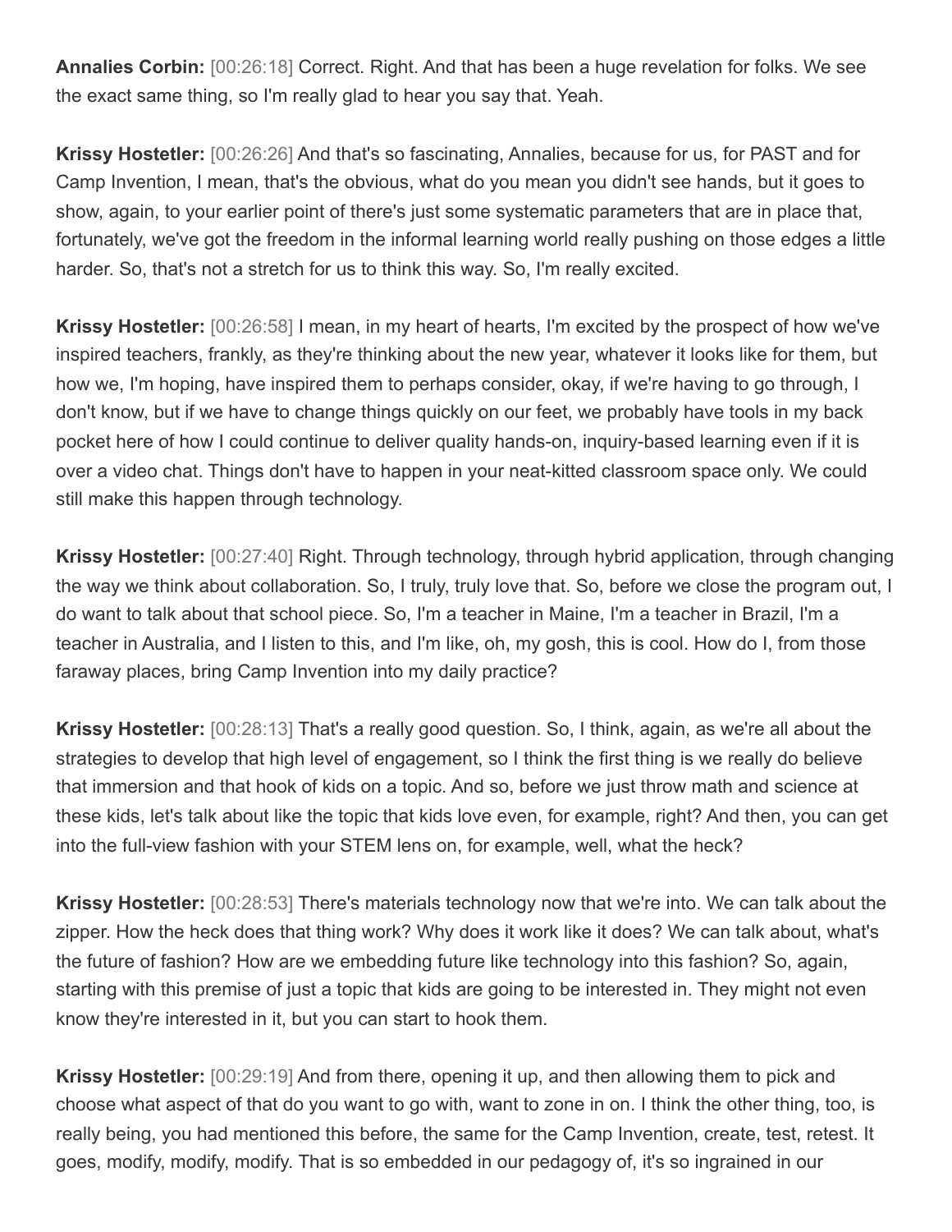**Annalies Corbin:** [00:26:18] Correct. Right. And that has been a huge revelation for folks. We see the exact same thing, so I'm really glad to hear you say that. Yeah.

**Krissy Hostetler:** [00:26:26] And that's so fascinating, Annalies, because for us, for PAST and for Camp Invention, I mean, that's the obvious, what do you mean you didn't see hands, but it goes to show, again, to your earlier point of there's just some systematic parameters that are in place that, fortunately, we've got the freedom in the informal learning world really pushing on those edges a little harder. So, that's not a stretch for us to think this way. So, I'm really excited.

**Krissy Hostetler:** [00:26:58] I mean, in my heart of hearts, I'm excited by the prospect of how we've inspired teachers, frankly, as they're thinking about the new year, whatever it looks like for them, but how we, I'm hoping, have inspired them to perhaps consider, okay, if we're having to go through, I don't know, but if we have to change things quickly on our feet, we probably have tools in my back pocket here of how I could continue to deliver quality hands-on, inquiry-based learning even if it is over a video chat. Things don't have to happen in your neat-kitted classroom space only. We could still make this happen through technology.

**Krissy Hostetler:** [00:27:40] Right. Through technology, through hybrid application, through changing the way we think about collaboration. So, I truly, truly love that. So, before we close the program out, I do want to talk about that school piece. So, I'm a teacher in Maine, I'm a teacher in Brazil, I'm a teacher in Australia, and I listen to this, and I'm like, oh, my gosh, this is cool. How do I, from those faraway places, bring Camp Invention into my daily practice?

**Krissy Hostetler:** [00:28:13] That's a really good question. So, I think, again, as we're all about the strategies to develop that high level of engagement, so I think the first thing is we really do believe that immersion and that hook of kids on a topic. And so, before we just throw math and science at these kids, let's talk about like the topic that kids love even, for example, right? And then, you can get into the full-view fashion with your STEM lens on, for example, well, what the heck?

**Krissy Hostetler:** [00:28:53] There's materials technology now that we're into. We can talk about the zipper. How the heck does that thing work? Why does it work like it does? We can talk about, what's the future of fashion? How are we embedding future like technology into this fashion? So, again, starting with this premise of just a topic that kids are going to be interested in. They might not even know they're interested in it, but you can start to hook them.

**Krissy Hostetler:** [00:29:19] And from there, opening it up, and then allowing them to pick and choose what aspect of that do you want to go with, want to zone in on. I think the other thing, too, is really being, you had mentioned this before, the same for the Camp Invention, create, test, retest. It goes, modify, modify, modify. That is so embedded in our pedagogy of, it's so ingrained in our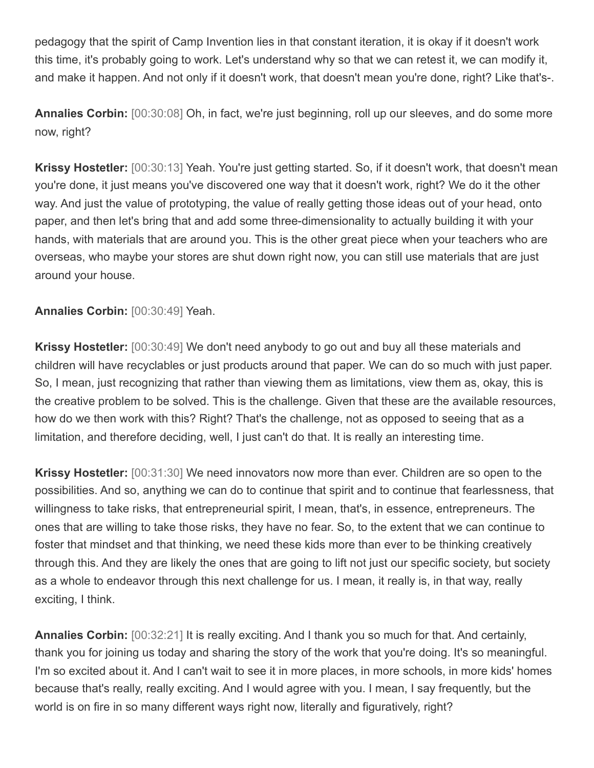pedagogy that the spirit of Camp Invention lies in that constant iteration, it is okay if it doesn't work this time, it's probably going to work. Let's understand why so that we can retest it, we can modify it, and make it happen. And not only if it doesn't work, that doesn't mean you're done, right? Like that's-.

**Annalies Corbin:** [00:30:08] Oh, in fact, we're just beginning, roll up our sleeves, and do some more now, right?

**Krissy Hostetler:** [00:30:13] Yeah. You're just getting started. So, if it doesn't work, that doesn't mean you're done, it just means you've discovered one way that it doesn't work, right? We do it the other way. And just the value of prototyping, the value of really getting those ideas out of your head, onto paper, and then let's bring that and add some three-dimensionality to actually building it with your hands, with materials that are around you. This is the other great piece when your teachers who are overseas, who maybe your stores are shut down right now, you can still use materials that are just around your house.

**Annalies Corbin:** [00:30:49] Yeah.

**Krissy Hostetler:** [00:30:49] We don't need anybody to go out and buy all these materials and children will have recyclables or just products around that paper. We can do so much with just paper. So, I mean, just recognizing that rather than viewing them as limitations, view them as, okay, this is the creative problem to be solved. This is the challenge. Given that these are the available resources, how do we then work with this? Right? That's the challenge, not as opposed to seeing that as a limitation, and therefore deciding, well, I just can't do that. It is really an interesting time.

**Krissy Hostetler:** [00:31:30] We need innovators now more than ever. Children are so open to the possibilities. And so, anything we can do to continue that spirit and to continue that fearlessness, that willingness to take risks, that entrepreneurial spirit, I mean, that's, in essence, entrepreneurs. The ones that are willing to take those risks, they have no fear. So, to the extent that we can continue to foster that mindset and that thinking, we need these kids more than ever to be thinking creatively through this. And they are likely the ones that are going to lift not just our specific society, but society as a whole to endeavor through this next challenge for us. I mean, it really is, in that way, really exciting, I think.

**Annalies Corbin:** [00:32:21] It is really exciting. And I thank you so much for that. And certainly, thank you for joining us today and sharing the story of the work that you're doing. It's so meaningful. I'm so excited about it. And I can't wait to see it in more places, in more schools, in more kids' homes because that's really, really exciting. And I would agree with you. I mean, I say frequently, but the world is on fire in so many different ways right now, literally and figuratively, right?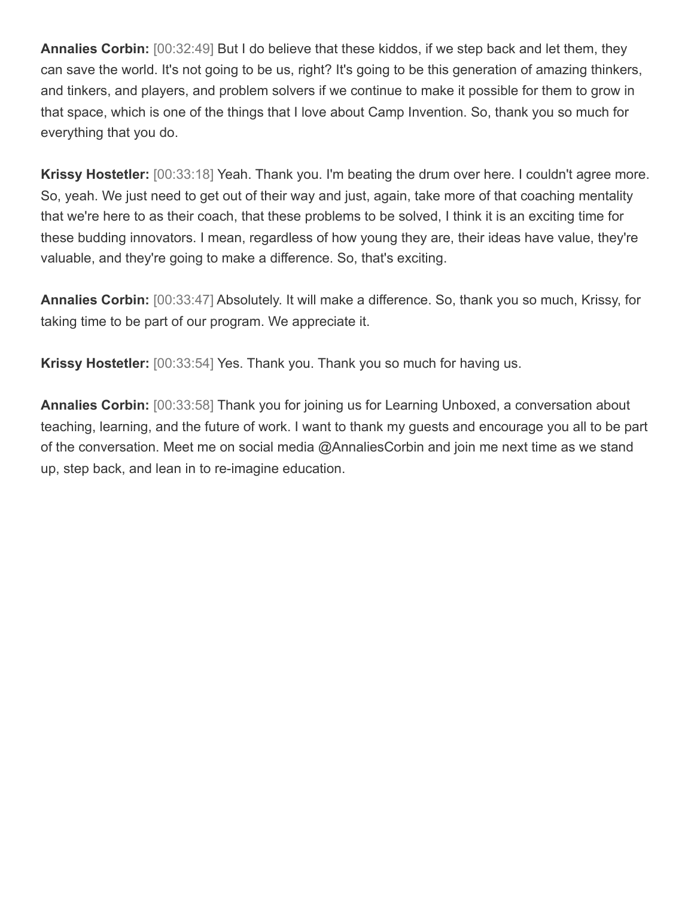**Annalies Corbin:** [00:32:49] But I do believe that these kiddos, if we step back and let them, they can save the world. It's not going to be us, right? It's going to be this generation of amazing thinkers, and tinkers, and players, and problem solvers if we continue to make it possible for them to grow in that space, which is one of the things that I love about Camp Invention. So, thank you so much for everything that you do.

**Krissy Hostetler:** [00:33:18] Yeah. Thank you. I'm beating the drum over here. I couldn't agree more. So, yeah. We just need to get out of their way and just, again, take more of that coaching mentality that we're here to as their coach, that these problems to be solved, I think it is an exciting time for these budding innovators. I mean, regardless of how young they are, their ideas have value, they're valuable, and they're going to make a difference. So, that's exciting.

**Annalies Corbin:** [00:33:47] Absolutely. It will make a difference. So, thank you so much, Krissy, for taking time to be part of our program. We appreciate it.

**Krissy Hostetler:** [00:33:54] Yes. Thank you. Thank you so much for having us.

**Annalies Corbin:** [00:33:58] Thank you for joining us for Learning Unboxed, a conversation about teaching, learning, and the future of work. I want to thank my guests and encourage you all to be part of the conversation. Meet me on social media @AnnaliesCorbin and join me next time as we stand up, step back, and lean in to re-imagine education.